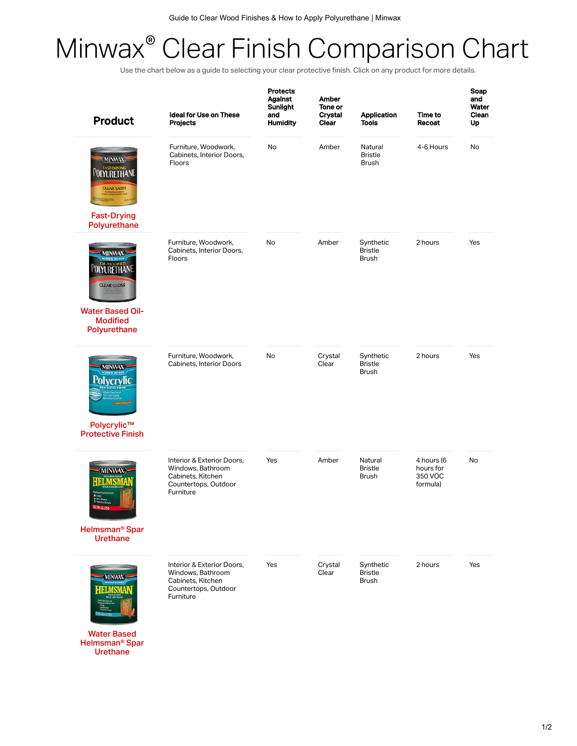# Minwax® Clear Finish Comparison Chart

Use the chart below as a guide to selecting your clear protective finish. Click on any product for more details.

| Product | Ideal for Use on These Projects | Protects Against Sunlight and Humidity | Amber Tone or Crystal Clear | Application Tools | Time to Recoat | Soap and Water Clean Up |
|---|---|---|---|---|---|---|
| Fast-Drying Polyurethane | Furniture, Woodwork, Cabinets, Interior Doors, Floors | No | Amber | Natural Bristle Brush | 4-6 Hours | No |
| Water Based Oil-Modified Polyurethane | Furniture, Woodwork, Cabinets, Interior Doors, Floors | No | Amber | Synthetic Bristle Brush | 2 hours | Yes |
| Polycrylic™ Protective Finish | Furniture, Woodwork, Cabinets, Interior Doors | No | Crystal Clear | Synthetic Bristle Brush | 2 hours | Yes |
| Helmsman® Spar Urethane | Interior & Exterior Doors, Windows, Bathroom Cabinets, Kitchen Countertops, Outdoor Furniture | Yes | Amber | Natural Bristle Brush | 4 hours (6 hours for 350 VOC formula) | No |
| Water Based Helmsman® Spar Urethane | Interior & Exterior Doors, Windows, Bathroom Cabinets, Kitchen Countertops, Outdoor Furniture | Yes | Crystal Clear | Synthetic Bristle Brush | 2 hours | Yes |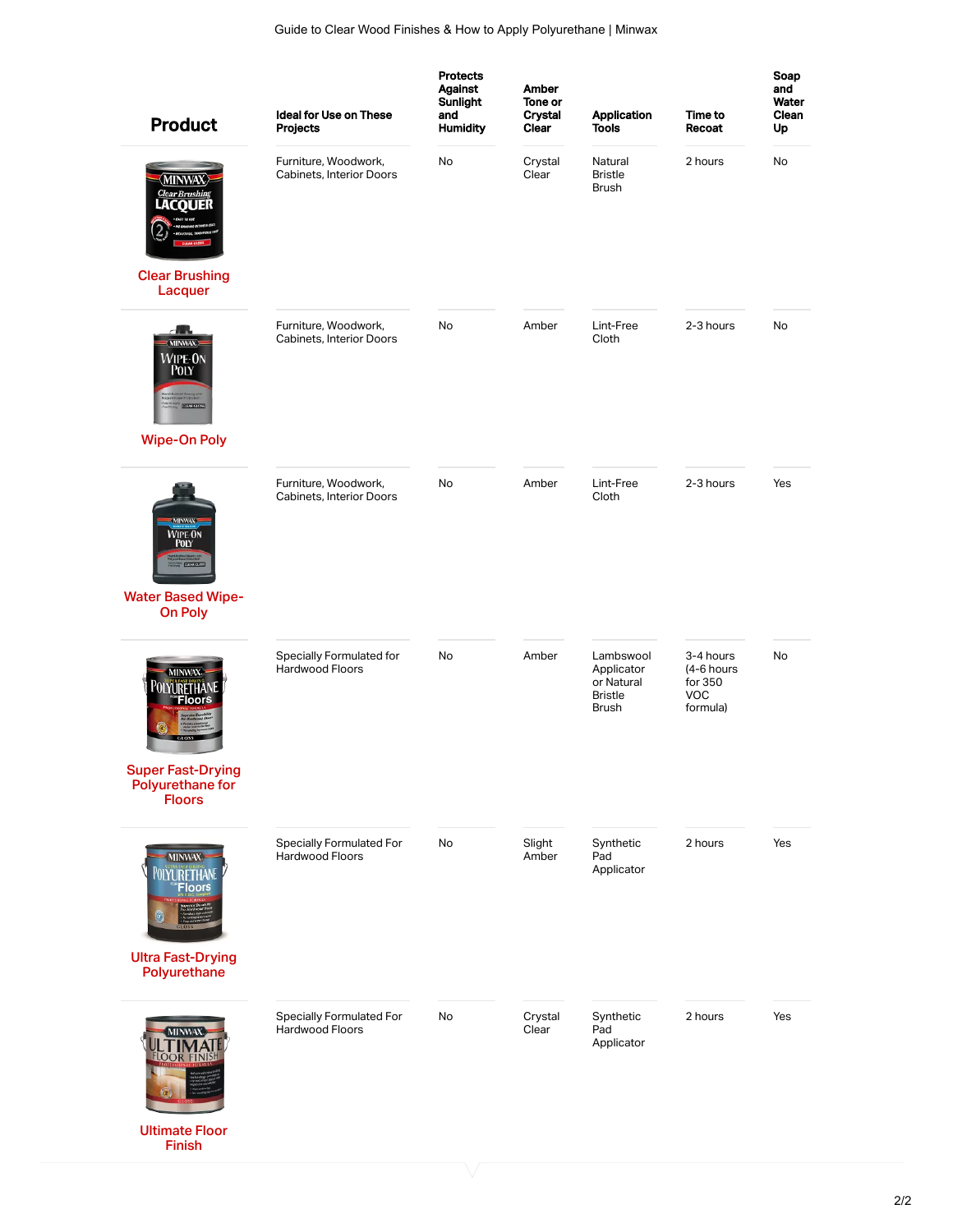| Product | Ideal for Use on These Projects | Protects Against Sunlight and Humidity | Amber Tone or Crystal Clear | Application Tools | Time to Recoat | Soap and Water Clean Up |
|---|---|---|---|---|---|---|
| Clear Brushing Lacquer | Furniture, Woodwork, Cabinets, Interior Doors | No | Crystal Clear | Natural Bristle Brush | 2 hours | No |
| Wipe-On Poly | Furniture, Woodwork, Cabinets, Interior Doors | No | Amber | Lint-Free Cloth | 2-3 hours | No |
| Water Based Wipe-On Poly | Furniture, Woodwork, Cabinets, Interior Doors | No | Amber | Lint-Free Cloth | 2-3 hours | Yes |
| Super Fast-Drying Polyurethane for Floors | Specially Formulated for Hardwood Floors | No | Amber | Lambswool Applicator or Natural Bristle Brush | 3-4 hours (4-6 hours for 350 VOC formula) | No |
| Ultra Fast-Drying Polyurethane | Specially Formulated For Hardwood Floors | No | Slight Amber | Synthetic Pad Applicator | 2 hours | Yes |
| Ultimate Floor Finish | Specially Formulated For Hardwood Floors | No | Crystal Clear | Synthetic Pad Applicator | 2 hours | Yes |